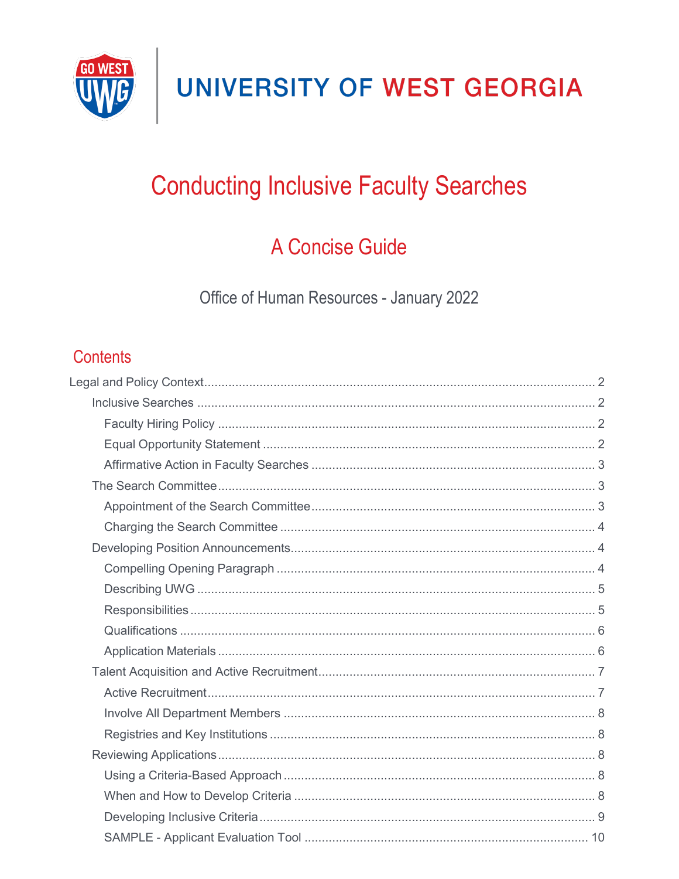UNIVERSITY OF WEST GEORGIA

# Conducting Inclusive Faculty Searches

## A Concise Guide

Office of Human Resources - January 2022

## Contents

- Legal and Policy Context ........ 2
  - Inclusive Searches ........ 2
    - Faculty Hiring Policy ........ 2
    - Equal Opportunity Statement ........ 2
    - Affirmative Action in Faculty Searches ........ 3
  - The Search Committee ........ 3
    - Appointment of the Search Committee ........ 3
    - Charging the Search Committee ........ 4
  - Developing Position Announcements ........ 4
    - Compelling Opening Paragraph ........ 4
    - Describing UWG ........ 5
    - Responsibilities ........ 5
    - Qualifications ........ 6
    - Application Materials ........ 6
  - Talent Acquisition and Active Recruitment ........ 7
    - Active Recruitment ........ 7
    - Involve All Department Members ........ 8
    - Registries and Key Institutions ........ 8
  - Reviewing Applications ........ 8
    - Using a Criteria-Based Approach ........ 8
    - When and How to Develop Criteria ........ 8
    - Developing Inclusive Criteria ........ 9
    - SAMPLE - Applicant Evaluation Tool ........ 10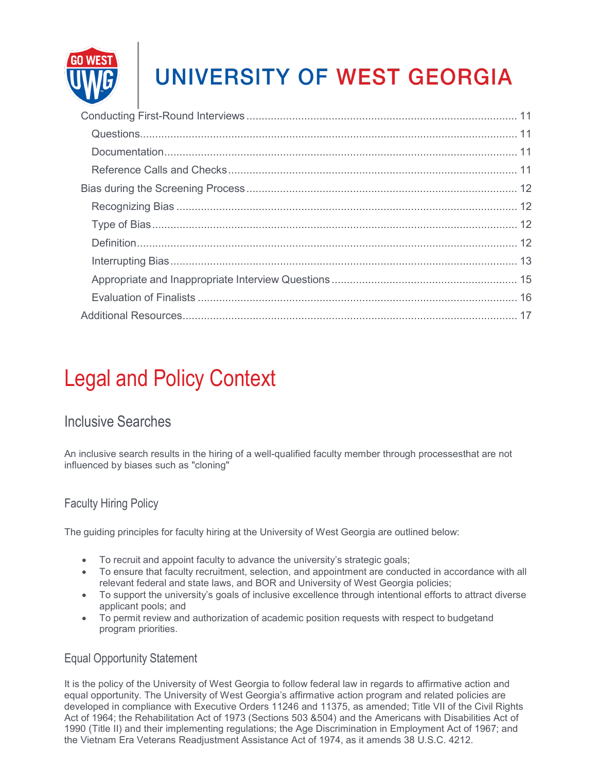Conducting First-Round Interviews ........................................................................................ 11

Questions........................................................................................................................ 11

Documentation................................................................................................................ 11

Reference Calls and Checks ............................................................................................ 11

Bias during the Screening Process ......................................................................................... 12

Recognizing Bias ............................................................................................................ 12

Type of Bias..................................................................................................................... 12

Definition......................................................................................................................... 12

Interrupting Bias .............................................................................................................. 13

Appropriate and Inappropriate Interview Questions ........................................................ 15

Evaluation of Finalists ..................................................................................................... 16

Additional Resources.............................................................................................................. 17

# Legal and Policy Context

## Inclusive Searches

An inclusive search results in the hiring of a well-qualified faculty member through processesthat are not influenced by biases such as "cloning"

### Faculty Hiring Policy

The guiding principles for faculty hiring at the University of West Georgia are outlined below:

- To recruit and appoint faculty to advance the university's strategic goals;
- To ensure that faculty recruitment, selection, and appointment are conducted in accordance with all relevant federal and state laws, and BOR and University of West Georgia policies;
- To support the university's goals of inclusive excellence through intentional efforts to attract diverse applicant pools; and
- To permit review and authorization of academic position requests with respect to budgetand program priorities.

### Equal Opportunity Statement

It is the policy of the University of West Georgia to follow federal law in regards to affirmative action and equal opportunity. The University of West Georgia's affirmative action program and related policies are developed in compliance with Executive Orders 11246 and 11375, as amended; Title VII of the Civil Rights Act of 1964; the Rehabilitation Act of 1973 (Sections 503 &504) and the Americans with Disabilities Act of 1990 (Title II) and their implementing regulations; the Age Discrimination in Employment Act of 1967; and the Vietnam Era Veterans Readjustment Assistance Act of 1974, as it amends 38 U.S.C. 4212.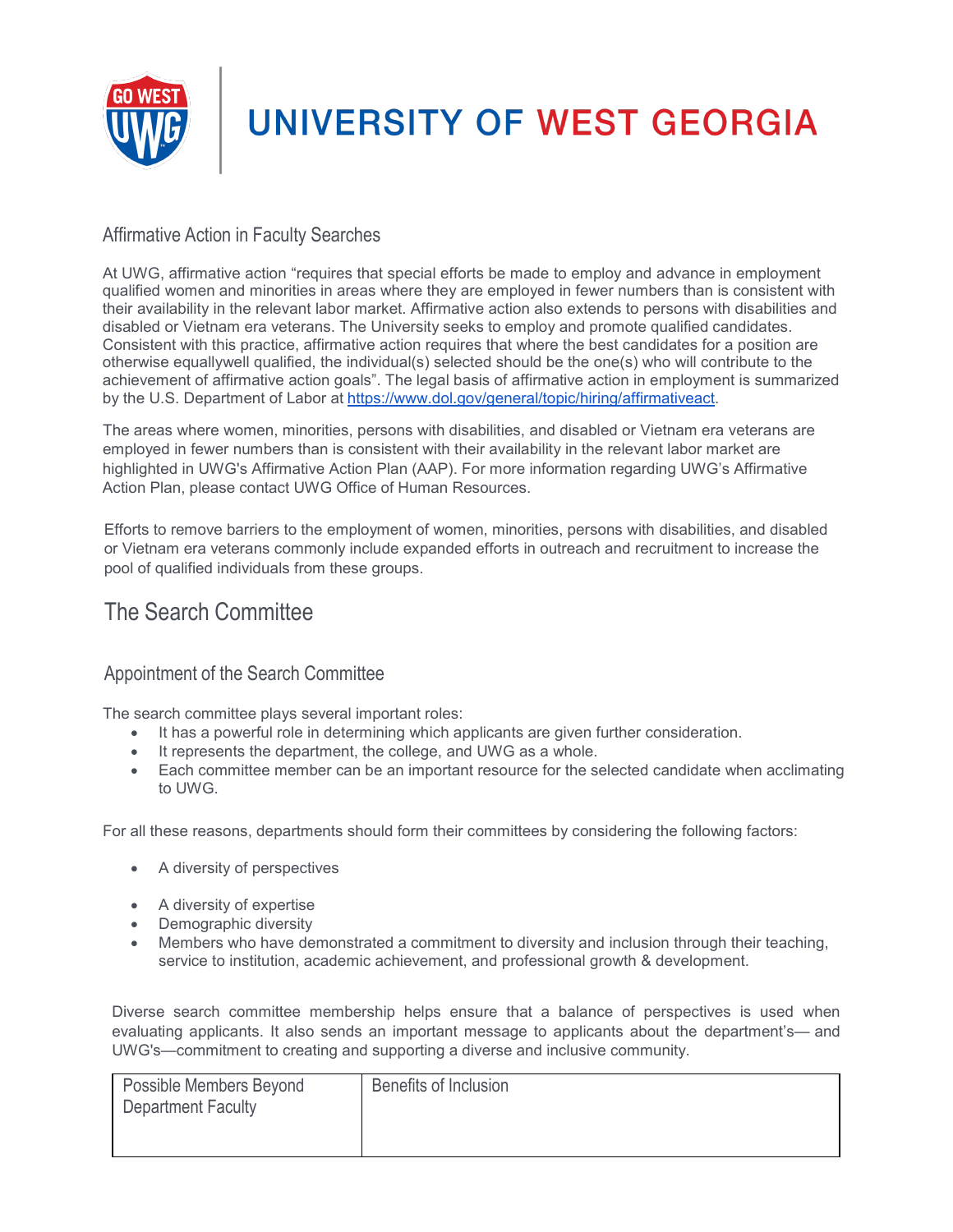## Affirmative Action in Faculty Searches

At UWG, affirmative action "requires that special efforts be made to employ and advance in employment qualified women and minorities in areas where they are employed in fewer numbers than is consistent with their availability in the relevant labor market. Affirmative action also extends to persons with disabilities and disabled or Vietnam era veterans. The University seeks to employ and promote qualified candidates. Consistent with this practice, affirmative action requires that where the best candidates for a position are otherwise equallywell qualified, the individual(s) selected should be the one(s) who will contribute to the achievement of affirmative action goals". The legal basis of affirmative action in employment is summarized by the U.S. Department of Labor at https://www.dol.gov/general/topic/hiring/affirmativeact.

The areas where women, minorities, persons with disabilities, and disabled or Vietnam era veterans are employed in fewer numbers than is consistent with their availability in the relevant labor market are highlighted in UWG's Affirmative Action Plan (AAP). For more information regarding UWG's Affirmative Action Plan, please contact UWG Office of Human Resources.

Efforts to remove barriers to the employment of women, minorities, persons with disabilities, and disabled or Vietnam era veterans commonly include expanded efforts in outreach and recruitment to increase the pool of qualified individuals from these groups.

# The Search Committee

## Appointment of the Search Committee

The search committee plays several important roles:

- It has a powerful role in determining which applicants are given further consideration.
- It represents the department, the college, and UWG as a whole.
- Each committee member can be an important resource for the selected candidate when acclimating to UWG.

For all these reasons, departments should form their committees by considering the following factors:

- A diversity of perspectives
- A diversity of expertise
- Demographic diversity
- Members who have demonstrated a commitment to diversity and inclusion through their teaching, service to institution, academic achievement, and professional growth & development.

Diverse search committee membership helps ensure that a balance of perspectives is used when evaluating applicants. It also sends an important message to applicants about the department's— and UWG's—commitment to creating and supporting a diverse and inclusive community.

| Possible Members Beyond Department Faculty | Benefits of Inclusion |
| --- | --- |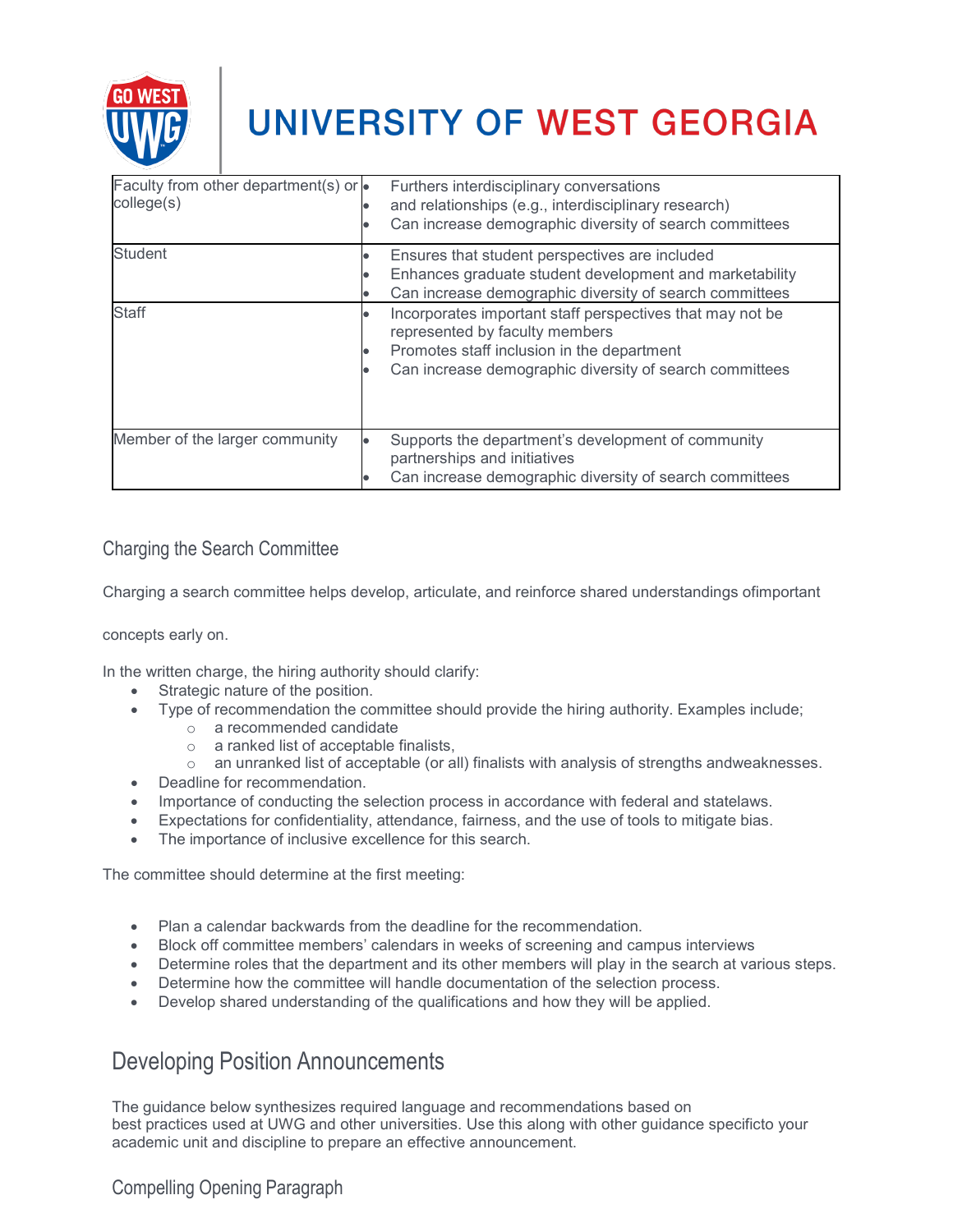| Faculty from other department(s) or college(s) | • Furthers interdisciplinary conversations<br>• and relationships (e.g., interdisciplinary research)<br>• Can increase demographic diversity of search committees |
|---|---|
| Student | • Ensures that student perspectives are included<br>• Enhances graduate student development and marketability<br>• Can increase demographic diversity of search committees |
| Staff | • Incorporates important staff perspectives that may not be represented by faculty members<br>• Promotes staff inclusion in the department<br>• Can increase demographic diversity of search committees |
| Member of the larger community | • Supports the department's development of community partnerships and initiatives<br>• Can increase demographic diversity of search committees |

### Charging the Search Committee

Charging a search committee helps develop, articulate, and reinforce shared understandings ofimportant concepts early on.

In the written charge, the hiring authority should clarify:

- Strategic nature of the position.
- Type of recommendation the committee should provide the hiring authority. Examples include;
  - a recommended candidate
  - a ranked list of acceptable finalists,
  - an unranked list of acceptable (or all) finalists with analysis of strengths andweaknesses.
- Deadline for recommendation.
- Importance of conducting the selection process in accordance with federal and statelaws.
- Expectations for confidentiality, attendance, fairness, and the use of tools to mitigate bias.
- The importance of inclusive excellence for this search.

The committee should determine at the first meeting:

- Plan a calendar backwards from the deadline for the recommendation.
- Block off committee members' calendars in weeks of screening and campus interviews
- Determine roles that the department and its other members will play in the search at various steps.
- Determine how the committee will handle documentation of the selection process.
- Develop shared understanding of the qualifications and how they will be applied.

## Developing Position Announcements

The guidance below synthesizes required language and recommendations based on best practices used at UWG and other universities. Use this along with other guidance specificto your academic unit and discipline to prepare an effective announcement.

### Compelling Opening Paragraph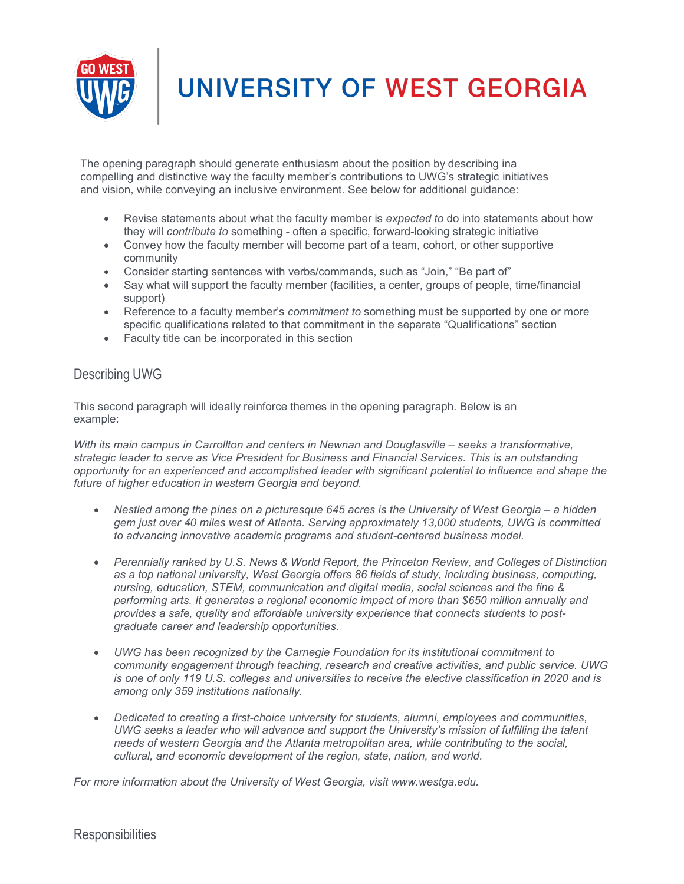The opening paragraph should generate enthusiasm about the position by describing ina compelling and distinctive way the faculty member's contributions to UWG's strategic initiatives and vision, while conveying an inclusive environment. See below for additional guidance:

- Revise statements about what the faculty member is *expected to* do into statements about how they will *contribute to* something - often a specific, forward-looking strategic initiative
- Convey how the faculty member will become part of a team, cohort, or other supportive community
- Consider starting sentences with verbs/commands, such as "Join," "Be part of"
- Say what will support the faculty member (facilities, a center, groups of people, time/financial support)
- Reference to a faculty member's *commitment to* something must be supported by one or more specific qualifications related to that commitment in the separate "Qualifications" section
- Faculty title can be incorporated in this section

## Describing UWG

This second paragraph will ideally reinforce themes in the opening paragraph. Below is an example:

*With its main campus in Carrollton and centers in Newnan and Douglasville – seeks a transformative, strategic leader to serve as Vice President for Business and Financial Services. This is an outstanding opportunity for an experienced and accomplished leader with significant potential to influence and shape the future of higher education in western Georgia and beyond.*

- *Nestled among the pines on a picturesque 645 acres is the University of West Georgia – a hidden gem just over 40 miles west of Atlanta. Serving approximately 13,000 students, UWG is committed to advancing innovative academic programs and student-centered business model.*

- *Perennially ranked by U.S. News & World Report, the Princeton Review, and Colleges of Distinction as a top national university, West Georgia offers 86 fields of study, including business, computing, nursing, education, STEM, communication and digital media, social sciences and the fine & performing arts. It generates a regional economic impact of more than $650 million annually and provides a safe, quality and affordable university experience that connects students to post-graduate career and leadership opportunities.*

- *UWG has been recognized by the Carnegie Foundation for its institutional commitment to community engagement through teaching, research and creative activities, and public service. UWG is one of only 119 U.S. colleges and universities to receive the elective classification in 2020 and is among only 359 institutions nationally.*

- *Dedicated to creating a first-choice university for students, alumni, employees and communities, UWG seeks a leader who will advance and support the University's mission of fulfilling the talent needs of western Georgia and the Atlanta metropolitan area, while contributing to the social, cultural, and economic development of the region, state, nation, and world.*

*For more information about the University of West Georgia, visit www.westga.edu.*

## Responsibilities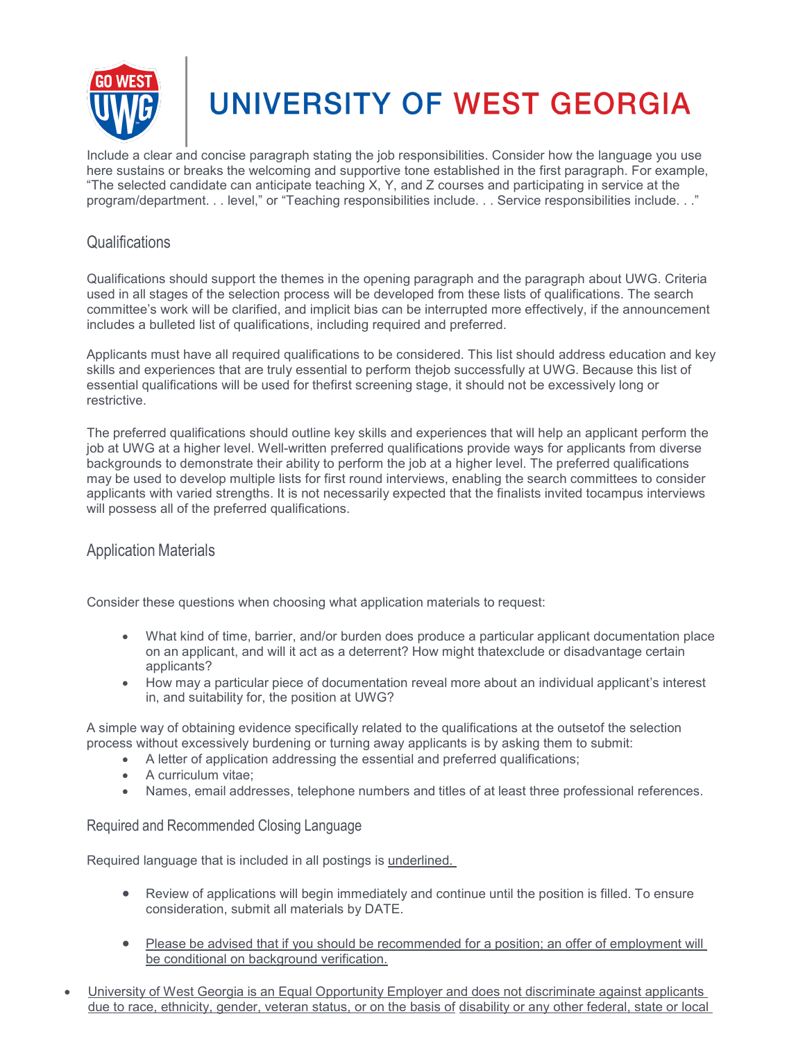Include a clear and concise paragraph stating the job responsibilities. Consider how the language you use here sustains or breaks the welcoming and supportive tone established in the first paragraph. For example, "The selected candidate can anticipate teaching X, Y, and Z courses and participating in service at the program/department. . . level," or "Teaching responsibilities include. . . Service responsibilities include. . ."

## Qualifications

Qualifications should support the themes in the opening paragraph and the paragraph about UWG. Criteria used in all stages of the selection process will be developed from these lists of qualifications. The search committee's work will be clarified, and implicit bias can be interrupted more effectively, if the announcement includes a bulleted list of qualifications, including required and preferred.

Applicants must have all required qualifications to be considered. This list should address education and key skills and experiences that are truly essential to perform thejob successfully at UWG. Because this list of essential qualifications will be used for thefirst screening stage, it should not be excessively long or restrictive.

The preferred qualifications should outline key skills and experiences that will help an applicant perform the job at UWG at a higher level. Well-written preferred qualifications provide ways for applicants from diverse backgrounds to demonstrate their ability to perform the job at a higher level. The preferred qualifications may be used to develop multiple lists for first round interviews, enabling the search committees to consider applicants with varied strengths. It is not necessarily expected that the finalists invited tocampus interviews will possess all of the preferred qualifications.

## Application Materials

Consider these questions when choosing what application materials to request:

- What kind of time, barrier, and/or burden does produce a particular applicant documentation place on an applicant, and will it act as a deterrent? How might thatexclude or disadvantage certain applicants?
- How may a particular piece of documentation reveal more about an individual applicant's interest in, and suitability for, the position at UWG?

A simple way of obtaining evidence specifically related to the qualifications at the outsetof the selection process without excessively burdening or turning away applicants is by asking them to submit:

- A letter of application addressing the essential and preferred qualifications;
- A curriculum vitae;
- Names, email addresses, telephone numbers and titles of at least three professional references.

### Required and Recommended Closing Language

Required language that is included in all postings is <u>underlined.</u>

- Review of applications will begin immediately and continue until the position is filled. To ensure consideration, submit all materials by DATE.

- <u>Please be advised that if you should be recommended for a position; an offer of employment will be conditional on background verification.</u>

- <u>University of West Georgia is an Equal Opportunity Employer and does not discriminate against applicants due to race, ethnicity, gender, veteran status, or on the basis of disability or any other federal, state or local</u>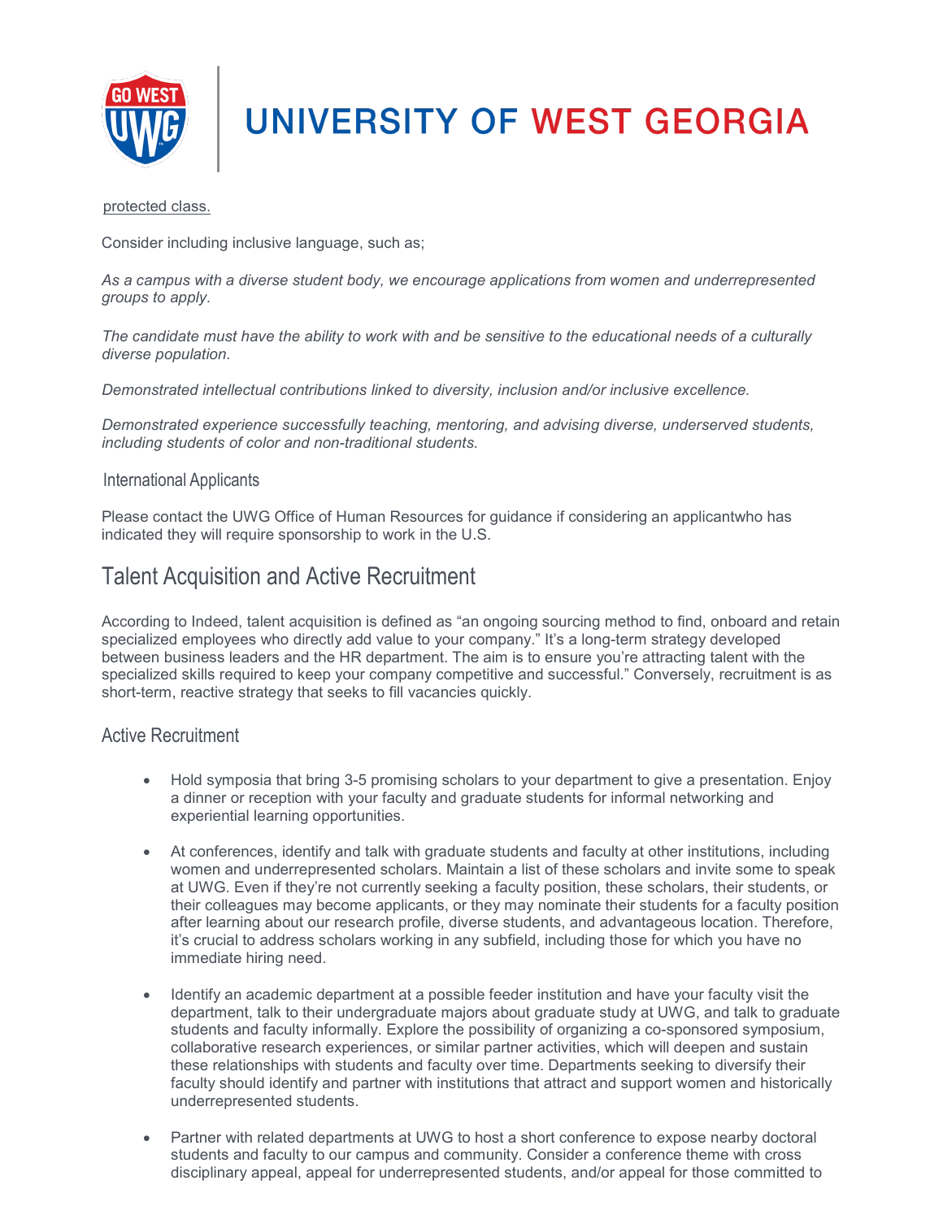protected class.

Consider including inclusive language, such as;

*As a campus with a diverse student body, we encourage applications from women and underrepresented groups to apply.*

*The candidate must have the ability to work with and be sensitive to the educational needs of a culturally diverse population.*

*Demonstrated intellectual contributions linked to diversity, inclusion and/or inclusive excellence.*

*Demonstrated experience successfully teaching, mentoring, and advising diverse, underserved students, including students of color and non-traditional students.*

### International Applicants

Please contact the UWG Office of Human Resources for guidance if considering an applicantwho has indicated they will require sponsorship to work in the U.S.

## Talent Acquisition and Active Recruitment

According to Indeed, talent acquisition is defined as "an ongoing sourcing method to find, onboard and retain specialized employees who directly add value to your company." It's a long-term strategy developed between business leaders and the HR department. The aim is to ensure you're attracting talent with the specialized skills required to keep your company competitive and successful." Conversely, recruitment is as short-term, reactive strategy that seeks to fill vacancies quickly.

### Active Recruitment

- Hold symposia that bring 3-5 promising scholars to your department to give a presentation. Enjoy a dinner or reception with your faculty and graduate students for informal networking and experiential learning opportunities.
- At conferences, identify and talk with graduate students and faculty at other institutions, including women and underrepresented scholars. Maintain a list of these scholars and invite some to speak at UWG. Even if they're not currently seeking a faculty position, these scholars, their students, or their colleagues may become applicants, or they may nominate their students for a faculty position after learning about our research profile, diverse students, and advantageous location. Therefore, it's crucial to address scholars working in any subfield, including those for which you have no immediate hiring need.
- Identify an academic department at a possible feeder institution and have your faculty visit the department, talk to their undergraduate majors about graduate study at UWG, and talk to graduate students and faculty informally. Explore the possibility of organizing a co-sponsored symposium, collaborative research experiences, or similar partner activities, which will deepen and sustain these relationships with students and faculty over time. Departments seeking to diversify their faculty should identify and partner with institutions that attract and support women and historically underrepresented students.
- Partner with related departments at UWG to host a short conference to expose nearby doctoral students and faculty to our campus and community. Consider a conference theme with cross disciplinary appeal, appeal for underrepresented students, and/or appeal for those committed to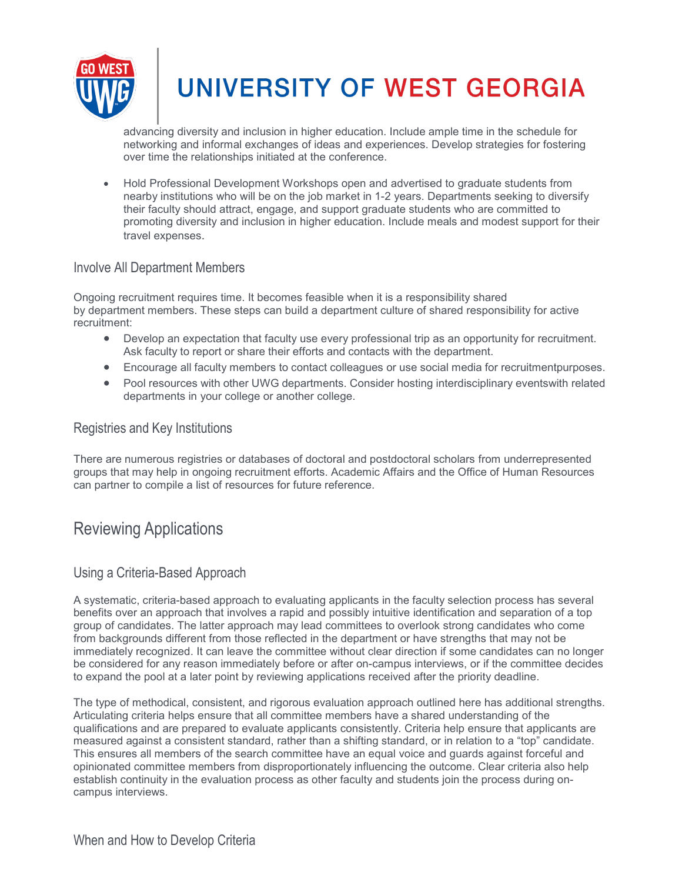advancing diversity and inclusion in higher education. Include ample time in the schedule for networking and informal exchanges of ideas and experiences. Develop strategies for fostering over time the relationships initiated at the conference.

- Hold Professional Development Workshops open and advertised to graduate students from nearby institutions who will be on the job market in 1-2 years. Departments seeking to diversify their faculty should attract, engage, and support graduate students who are committed to promoting diversity and inclusion in higher education. Include meals and modest support for their travel expenses.

### Involve All Department Members

Ongoing recruitment requires time. It becomes feasible when it is a responsibility shared by department members. These steps can build a department culture of shared responsibility for active recruitment:

- Develop an expectation that faculty use every professional trip as an opportunity for recruitment. Ask faculty to report or share their efforts and contacts with the department.
- Encourage all faculty members to contact colleagues or use social media for recruitmentpurposes.
- Pool resources with other UWG departments. Consider hosting interdisciplinary eventswith related departments in your college or another college.

### Registries and Key Institutions

There are numerous registries or databases of doctoral and postdoctoral scholars from underrepresented groups that may help in ongoing recruitment efforts. Academic Affairs and the Office of Human Resources can partner to compile a list of resources for future reference.

## Reviewing Applications

### Using a Criteria-Based Approach

A systematic, criteria-based approach to evaluating applicants in the faculty selection process has several benefits over an approach that involves a rapid and possibly intuitive identification and separation of a top group of candidates. The latter approach may lead committees to overlook strong candidates who come from backgrounds different from those reflected in the department or have strengths that may not be immediately recognized. It can leave the committee without clear direction if some candidates can no longer be considered for any reason immediately before or after on-campus interviews, or if the committee decides to expand the pool at a later point by reviewing applications received after the priority deadline.

The type of methodical, consistent, and rigorous evaluation approach outlined here has additional strengths. Articulating criteria helps ensure that all committee members have a shared understanding of the qualifications and are prepared to evaluate applicants consistently. Criteria help ensure that applicants are measured against a consistent standard, rather than a shifting standard, or in relation to a "top" candidate. This ensures all members of the search committee have an equal voice and guards against forceful and opinionated committee members from disproportionately influencing the outcome. Clear criteria also help establish continuity in the evaluation process as other faculty and students join the process during on-campus interviews.

### When and How to Develop Criteria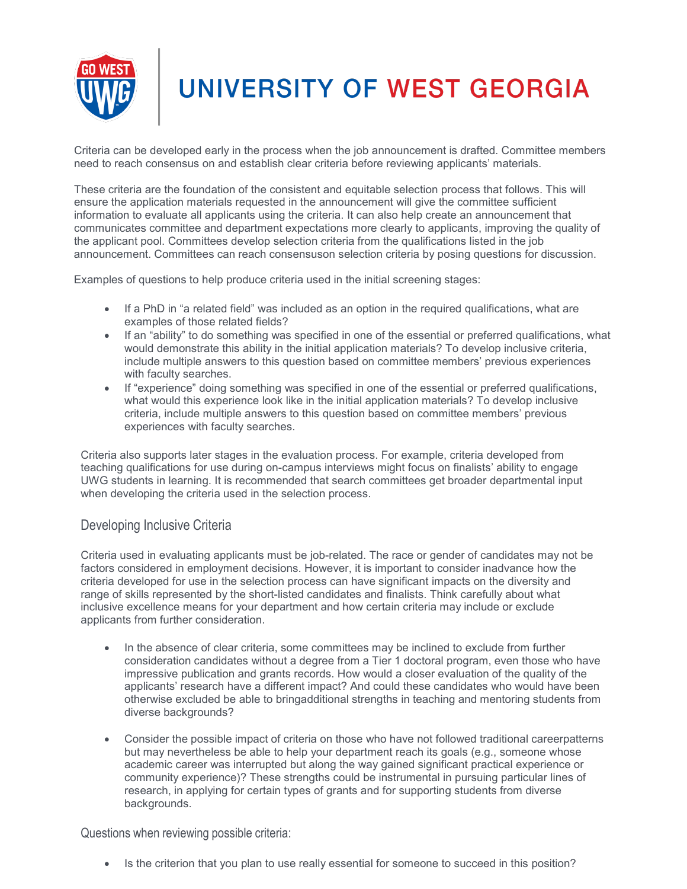Criteria can be developed early in the process when the job announcement is drafted. Committee members need to reach consensus on and establish clear criteria before reviewing applicants' materials.

These criteria are the foundation of the consistent and equitable selection process that follows. This will ensure the application materials requested in the announcement will give the committee sufficient information to evaluate all applicants using the criteria. It can also help create an announcement that communicates committee and department expectations more clearly to applicants, improving the quality of the applicant pool. Committees develop selection criteria from the qualifications listed in the job announcement. Committees can reach consensuson selection criteria by posing questions for discussion.

Examples of questions to help produce criteria used in the initial screening stages:

- If a PhD in "a related field" was included as an option in the required qualifications, what are examples of those related fields?
- If an "ability" to do something was specified in one of the essential or preferred qualifications, what would demonstrate this ability in the initial application materials? To develop inclusive criteria, include multiple answers to this question based on committee members' previous experiences with faculty searches.
- If "experience" doing something was specified in one of the essential or preferred qualifications, what would this experience look like in the initial application materials? To develop inclusive criteria, include multiple answers to this question based on committee members' previous experiences with faculty searches.

Criteria also supports later stages in the evaluation process. For example, criteria developed from teaching qualifications for use during on-campus interviews might focus on finalists' ability to engage UWG students in learning. It is recommended that search committees get broader departmental input when developing the criteria used in the selection process.

## Developing Inclusive Criteria

Criteria used in evaluating applicants must be job-related. The race or gender of candidates may not be factors considered in employment decisions. However, it is important to consider inadvance how the criteria developed for use in the selection process can have significant impacts on the diversity and range of skills represented by the short-listed candidates and finalists. Think carefully about what inclusive excellence means for your department and how certain criteria may include or exclude applicants from further consideration.

- In the absence of clear criteria, some committees may be inclined to exclude from further consideration candidates without a degree from a Tier 1 doctoral program, even those who have impressive publication and grants records. How would a closer evaluation of the quality of the applicants' research have a different impact? And could these candidates who would have been otherwise excluded be able to bringadditional strengths in teaching and mentoring students from diverse backgrounds?

- Consider the possible impact of criteria on those who have not followed traditional careerpatterns but may nevertheless be able to help your department reach its goals (e.g., someone whose academic career was interrupted but along the way gained significant practical experience or community experience)? These strengths could be instrumental in pursuing particular lines of research, in applying for certain types of grants and for supporting students from diverse backgrounds.

## Questions when reviewing possible criteria:

- Is the criterion that you plan to use really essential for someone to succeed in this position?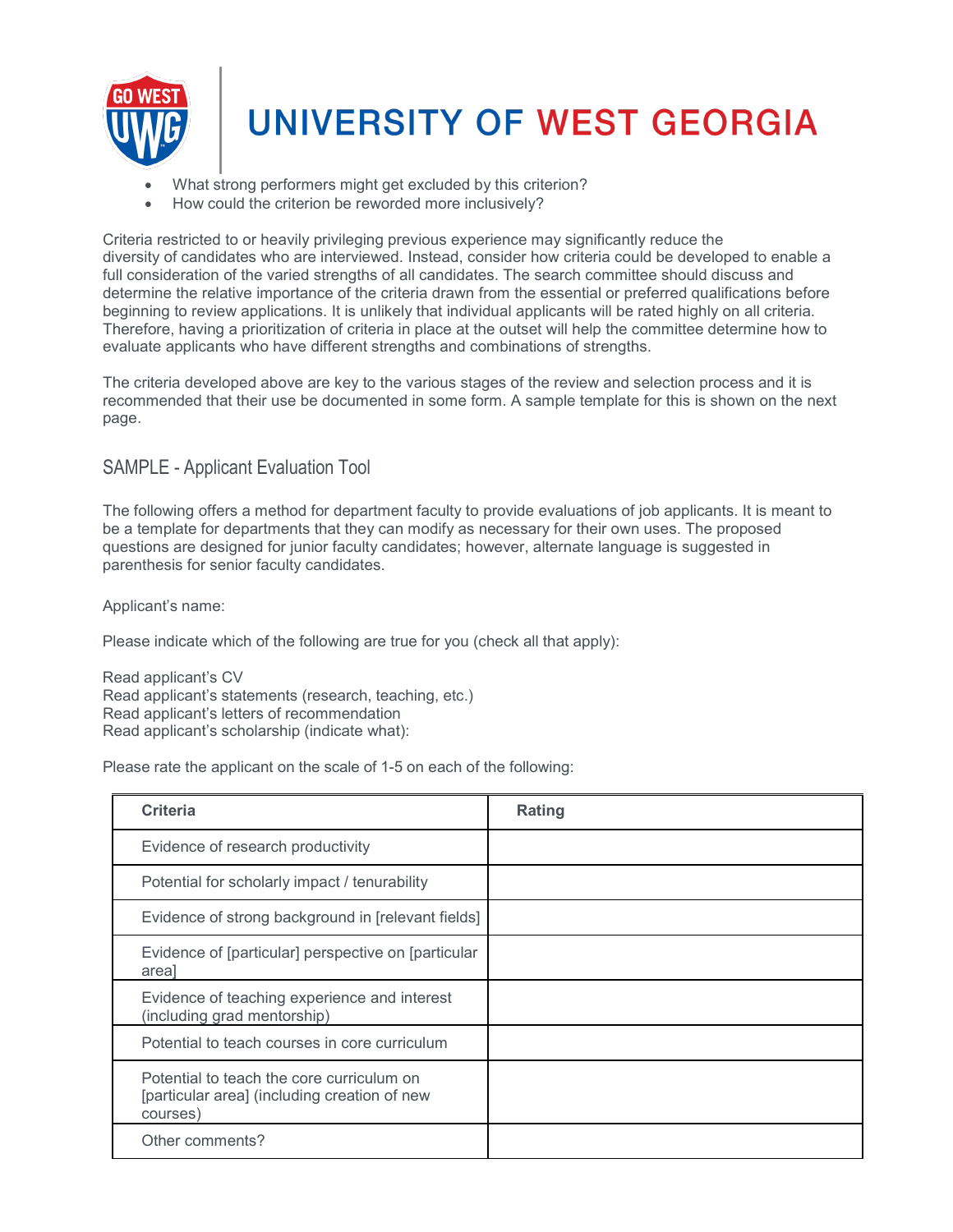- What strong performers might get excluded by this criterion?
- How could the criterion be reworded more inclusively?

Criteria restricted to or heavily privileging previous experience may significantly reduce the diversity of candidates who are interviewed. Instead, consider how criteria could be developed to enable a full consideration of the varied strengths of all candidates. The search committee should discuss and determine the relative importance of the criteria drawn from the essential or preferred qualifications before beginning to review applications. It is unlikely that individual applicants will be rated highly on all criteria. Therefore, having a prioritization of criteria in place at the outset will help the committee determine how to evaluate applicants who have different strengths and combinations of strengths.

The criteria developed above are key to the various stages of the review and selection process and it is recommended that their use be documented in some form. A sample template for this is shown on the next page.

## SAMPLE - Applicant Evaluation Tool

The following offers a method for department faculty to provide evaluations of job applicants. It is meant to be a template for departments that they can modify as necessary for their own uses. The proposed questions are designed for junior faculty candidates; however, alternate language is suggested in parenthesis for senior faculty candidates.

Applicant's name:

Please indicate which of the following are true for you (check all that apply):

Read applicant's CV
Read applicant's statements (research, teaching, etc.)
Read applicant's letters of recommendation
Read applicant's scholarship (indicate what):

Please rate the applicant on the scale of 1-5 on each of the following:

| Criteria | Rating |
|---|---|
| Evidence of research productivity | |
| Potential for scholarly impact / tenurability | |
| Evidence of strong background in [relevant fields] | |
| Evidence of [particular] perspective on [particular area] | |
| Evidence of teaching experience and interest (including grad mentorship) | |
| Potential to teach courses in core curriculum | |
| Potential to teach the core curriculum on [particular area] (including creation of new courses) | |
| Other comments? | |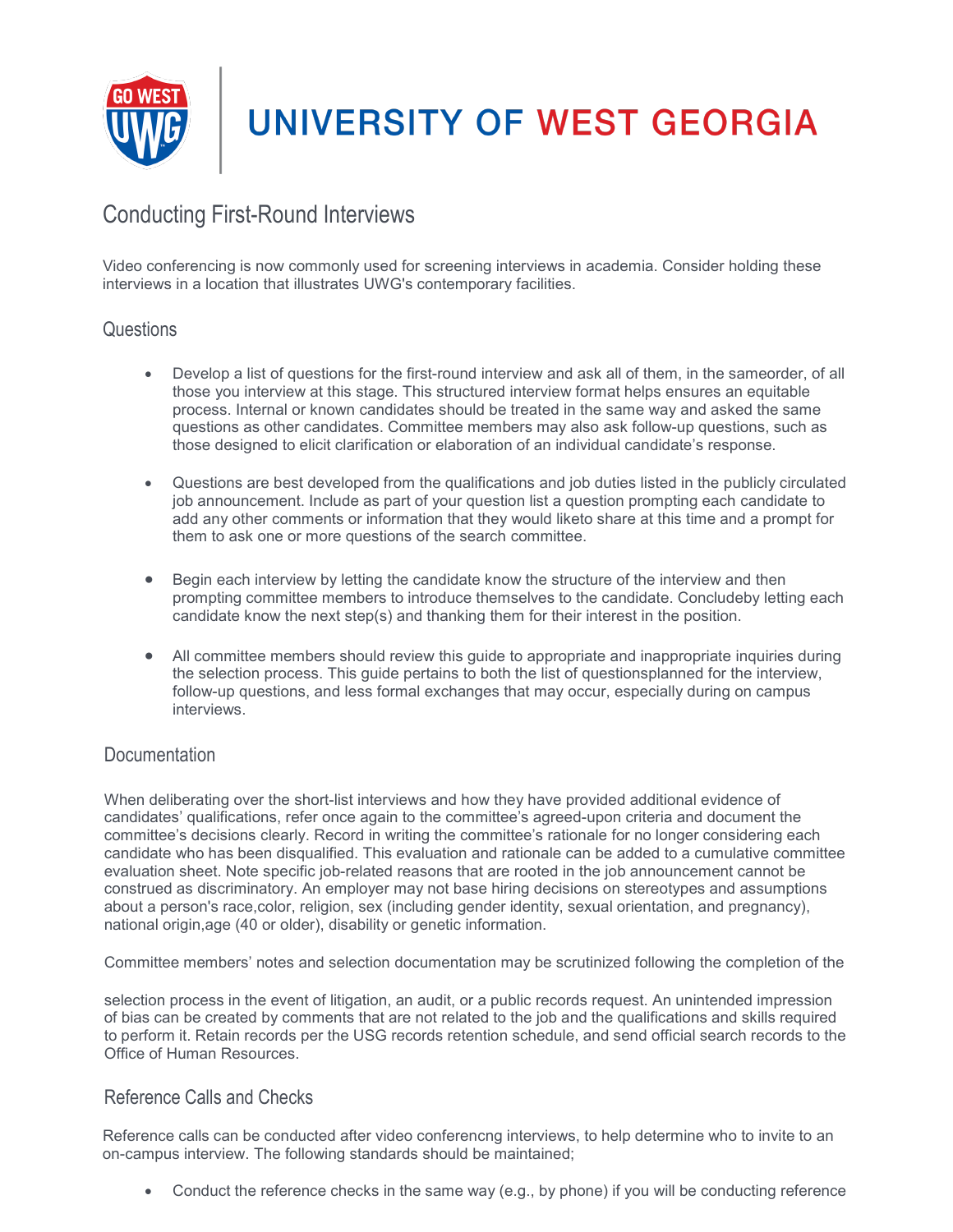# Conducting First-Round Interviews

Video conferencing is now commonly used for screening interviews in academia. Consider holding these interviews in a location that illustrates UWG's contemporary facilities.

## Questions

- Develop a list of questions for the first-round interview and ask all of them, in the sameorder, of all those you interview at this stage. This structured interview format helps ensures an equitable process. Internal or known candidates should be treated in the same way and asked the same questions as other candidates. Committee members may also ask follow-up questions, such as those designed to elicit clarification or elaboration of an individual candidate's response.

- Questions are best developed from the qualifications and job duties listed in the publicly circulated job announcement. Include as part of your question list a question prompting each candidate to add any other comments or information that they would liketo share at this time and a prompt for them to ask one or more questions of the search committee.

- Begin each interview by letting the candidate know the structure of the interview and then prompting committee members to introduce themselves to the candidate. Concludeby letting each candidate know the next step(s) and thanking them for their interest in the position.

- All committee members should review this guide to appropriate and inappropriate inquiries during the selection process. This guide pertains to both the list of questionsplanned for the interview, follow-up questions, and less formal exchanges that may occur, especially during on campus interviews.

## Documentation

When deliberating over the short-list interviews and how they have provided additional evidence of candidates' qualifications, refer once again to the committee's agreed-upon criteria and document the committee's decisions clearly. Record in writing the committee's rationale for no longer considering each candidate who has been disqualified. This evaluation and rationale can be added to a cumulative committee evaluation sheet. Note specific job-related reasons that are rooted in the job announcement cannot be construed as discriminatory. An employer may not base hiring decisions on stereotypes and assumptions about a person's race,color, religion, sex (including gender identity, sexual orientation, and pregnancy), national origin,age (40 or older), disability or genetic information.

Committee members' notes and selection documentation may be scrutinized following the completion of the selection process in the event of litigation, an audit, or a public records request. An unintended impression of bias can be created by comments that are not related to the job and the qualifications and skills required to perform it. Retain records per the USG records retention schedule, and send official search records to the Office of Human Resources.

## Reference Calls and Checks

Reference calls can be conducted after video conferencng interviews, to help determine who to invite to an on-campus interview. The following standards should be maintained;

- Conduct the reference checks in the same way (e.g., by phone) if you will be conducting reference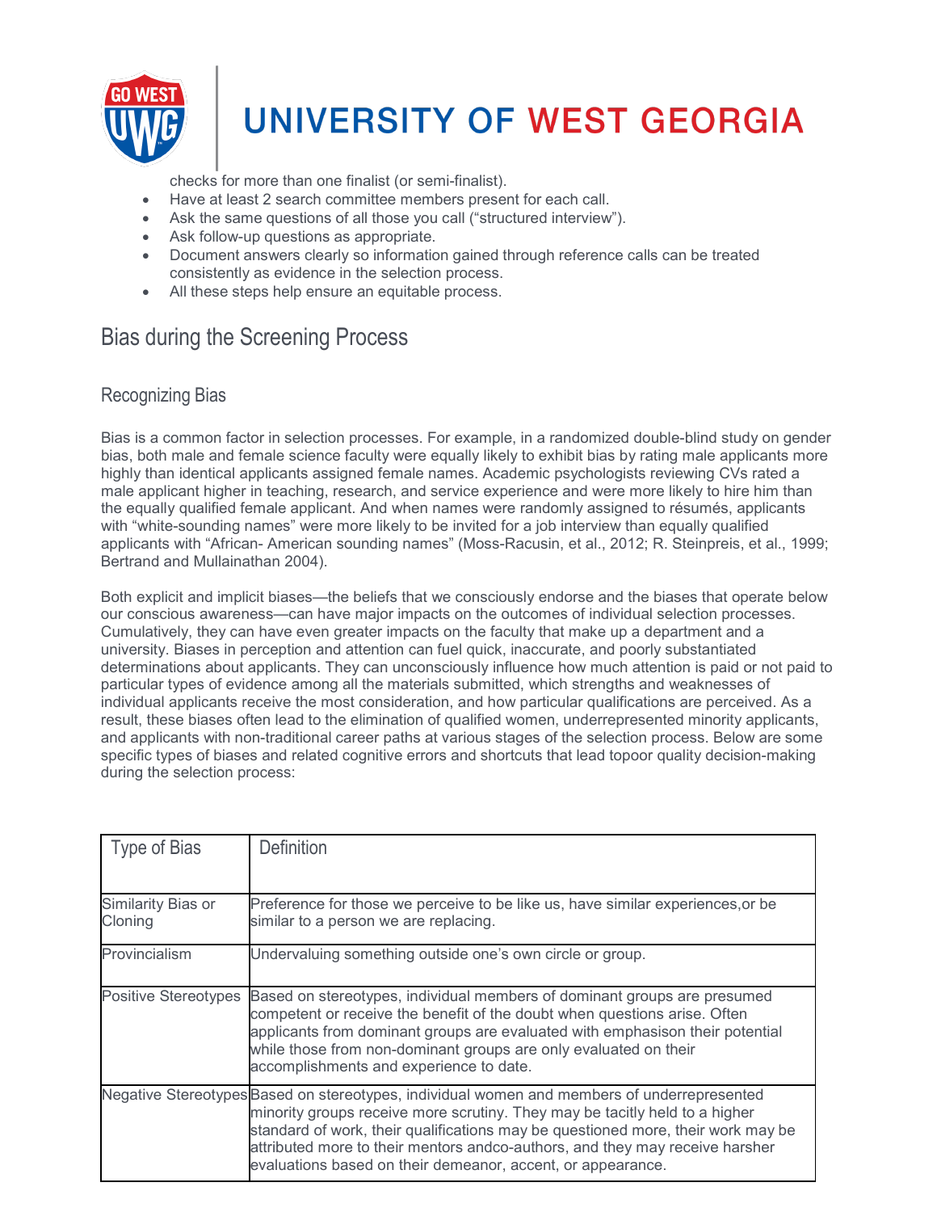checks for more than one finalist (or semi-finalist).

- Have at least 2 search committee members present for each call.
- Ask the same questions of all those you call ("structured interview").
- Ask follow-up questions as appropriate.
- Document answers clearly so information gained through reference calls can be treated consistently as evidence in the selection process.
- All these steps help ensure an equitable process.

## Bias during the Screening Process

### Recognizing Bias

Bias is a common factor in selection processes. For example, in a randomized double-blind study on gender bias, both male and female science faculty were equally likely to exhibit bias by rating male applicants more highly than identical applicants assigned female names. Academic psychologists reviewing CVs rated a male applicant higher in teaching, research, and service experience and were more likely to hire him than the equally qualified female applicant. And when names were randomly assigned to résumés, applicants with "white-sounding names" were more likely to be invited for a job interview than equally qualified applicants with "African- American sounding names" (Moss-Racusin, et al., 2012; R. Steinpreis, et al., 1999; Bertrand and Mullainathan 2004).

Both explicit and implicit biases—the beliefs that we consciously endorse and the biases that operate below our conscious awareness—can have major impacts on the outcomes of individual selection processes. Cumulatively, they can have even greater impacts on the faculty that make up a department and a university. Biases in perception and attention can fuel quick, inaccurate, and poorly substantiated determinations about applicants. They can unconsciously influence how much attention is paid or not paid to particular types of evidence among all the materials submitted, which strengths and weaknesses of individual applicants receive the most consideration, and how particular qualifications are perceived. As a result, these biases often lead to the elimination of qualified women, underrepresented minority applicants, and applicants with non-traditional career paths at various stages of the selection process. Below are some specific types of biases and related cognitive errors and shortcuts that lead topoor quality decision-making during the selection process:

| Type of Bias | Definition |
|---|---|
| Similarity Bias or Cloning | Preference for those we perceive to be like us, have similar experiences,or be similar to a person we are replacing. |
| Provincialism | Undervaluing something outside one's own circle or group. |
| Positive Stereotypes | Based on stereotypes, individual members of dominant groups are presumed competent or receive the benefit of the doubt when questions arise. Often applicants from dominant groups are evaluated with emphasison their potential while those from non-dominant groups are only evaluated on their accomplishments and experience to date. |
| Negative Stereotypes | Based on stereotypes, individual women and members of underrepresented minority groups receive more scrutiny. They may be tacitly held to a higher standard of work, their qualifications may be questioned more, their work may be attributed more to their mentors andco-authors, and they may receive harsher evaluations based on their demeanor, accent, or appearance. |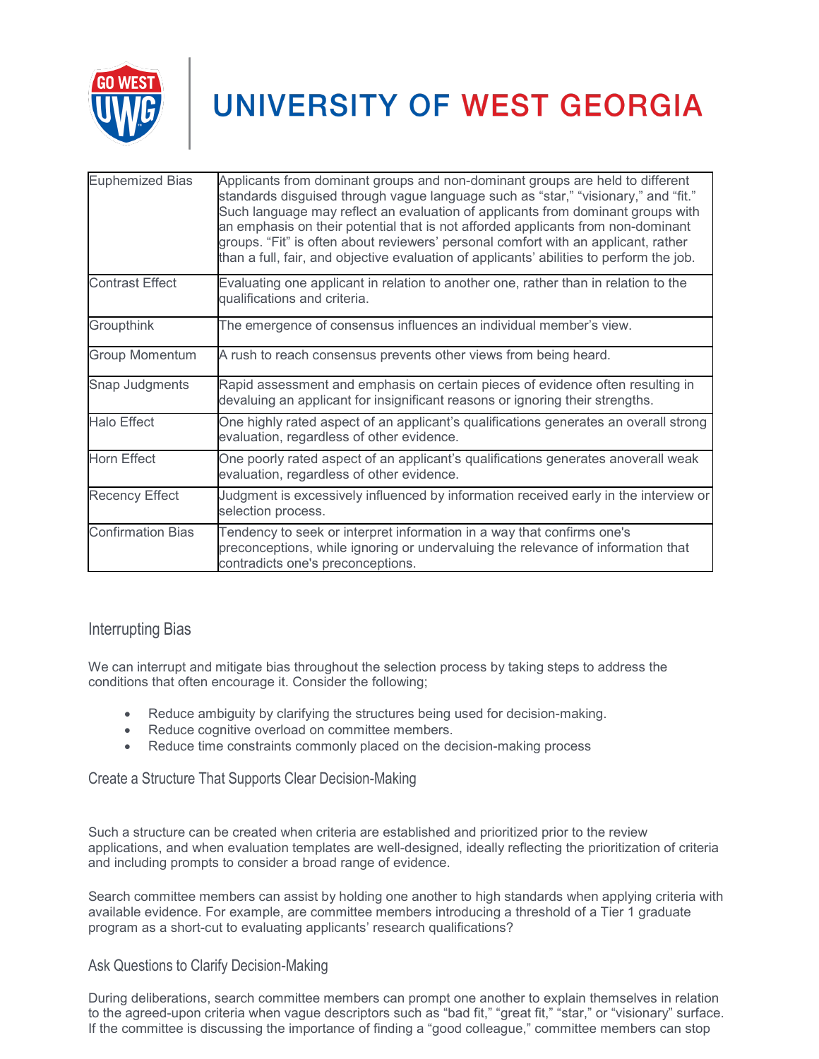| Euphemized Bias | Applicants from dominant groups and non-dominant groups are held to different standards disguised through vague language such as “star,” “visionary,” and “fit.” Such language may reflect an evaluation of applicants from dominant groups with an emphasis on their potential that is not afforded applicants from non-dominant groups. “Fit” is often about reviewers' personal comfort with an applicant, rather than a full, fair, and objective evaluation of applicants' abilities to perform the job. |
|---|---|
| Contrast Effect | Evaluating one applicant in relation to another one, rather than in relation to the qualifications and criteria. |
| Groupthink | The emergence of consensus influences an individual member's view. |
| Group Momentum | A rush to reach consensus prevents other views from being heard. |
| Snap Judgments | Rapid assessment and emphasis on certain pieces of evidence often resulting in devaluing an applicant for insignificant reasons or ignoring their strengths. |
| Halo Effect | One highly rated aspect of an applicant's qualifications generates an overall strong evaluation, regardless of other evidence. |
| Horn Effect | One poorly rated aspect of an applicant's qualifications generates anoverall weak evaluation, regardless of other evidence. |
| Recency Effect | Judgment is excessively influenced by information received early in the interview or selection process. |
| Confirmation Bias | Tendency to seek or interpret information in a way that confirms one's preconceptions, while ignoring or undervaluing the relevance of information that contradicts one's preconceptions. |

## Interrupting Bias

We can interrupt and mitigate bias throughout the selection process by taking steps to address the conditions that often encourage it. Consider the following;

- Reduce ambiguity by clarifying the structures being used for decision-making.
- Reduce cognitive overload on committee members.
- Reduce time constraints commonly placed on the decision-making process

### Create a Structure That Supports Clear Decision-Making

Such a structure can be created when criteria are established and prioritized prior to the review applications, and when evaluation templates are well-designed, ideally reflecting the prioritization of criteria and including prompts to consider a broad range of evidence.

Search committee members can assist by holding one another to high standards when applying criteria with available evidence. For example, are committee members introducing a threshold of a Tier 1 graduate program as a short-cut to evaluating applicants' research qualifications?

### Ask Questions to Clarify Decision-Making

During deliberations, search committee members can prompt one another to explain themselves in relation to the agreed-upon criteria when vague descriptors such as “bad fit,” “great fit,” “star,” or “visionary” surface. If the committee is discussing the importance of finding a “good colleague,” committee members can stop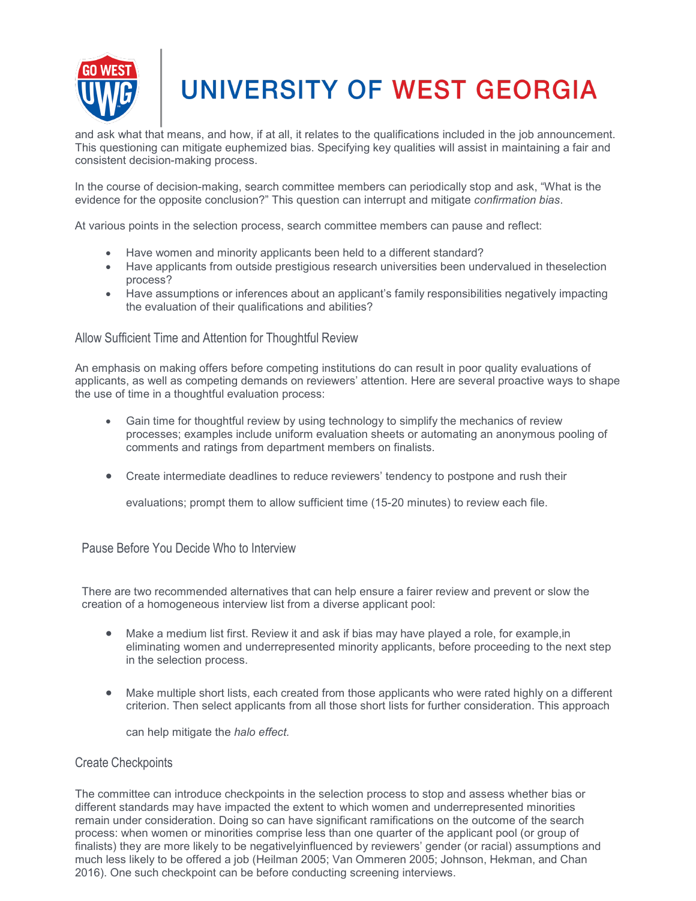and ask what that means, and how, if at all, it relates to the qualifications included in the job announcement. This questioning can mitigate euphemized bias. Specifying key qualities will assist in maintaining a fair and consistent decision-making process.

In the course of decision-making, search committee members can periodically stop and ask, "What is the evidence for the opposite conclusion?" This question can interrupt and mitigate *confirmation bias*.

At various points in the selection process, search committee members can pause and reflect:

- Have women and minority applicants been held to a different standard?
- Have applicants from outside prestigious research universities been undervalued in theselection process?
- Have assumptions or inferences about an applicant's family responsibilities negatively impacting the evaluation of their qualifications and abilities?

### Allow Sufficient Time and Attention for Thoughtful Review

An emphasis on making offers before competing institutions do can result in poor quality evaluations of applicants, as well as competing demands on reviewers' attention. Here are several proactive ways to shape the use of time in a thoughtful evaluation process:

- Gain time for thoughtful review by using technology to simplify the mechanics of review processes; examples include uniform evaluation sheets or automating an anonymous pooling of comments and ratings from department members on finalists.

- Create intermediate deadlines to reduce reviewers' tendency to postpone and rush their evaluations; prompt them to allow sufficient time (15-20 minutes) to review each file.

### Pause Before You Decide Who to Interview

There are two recommended alternatives that can help ensure a fairer review and prevent or slow the creation of a homogeneous interview list from a diverse applicant pool:

- Make a medium list first. Review it and ask if bias may have played a role, for example,in eliminating women and underrepresented minority applicants, before proceeding to the next step in the selection process.

- Make multiple short lists, each created from those applicants who were rated highly on a different criterion. Then select applicants from all those short lists for further consideration. This approach can help mitigate the *halo effect.*

### Create Checkpoints

The committee can introduce checkpoints in the selection process to stop and assess whether bias or different standards may have impacted the extent to which women and underrepresented minorities remain under consideration. Doing so can have significant ramifications on the outcome of the search process: when women or minorities comprise less than one quarter of the applicant pool (or group of finalists) they are more likely to be negativelyinfluenced by reviewers' gender (or racial) assumptions and much less likely to be offered a job (Heilman 2005; Van Ommeren 2005; Johnson, Hekman, and Chan 2016). One such checkpoint can be before conducting screening interviews.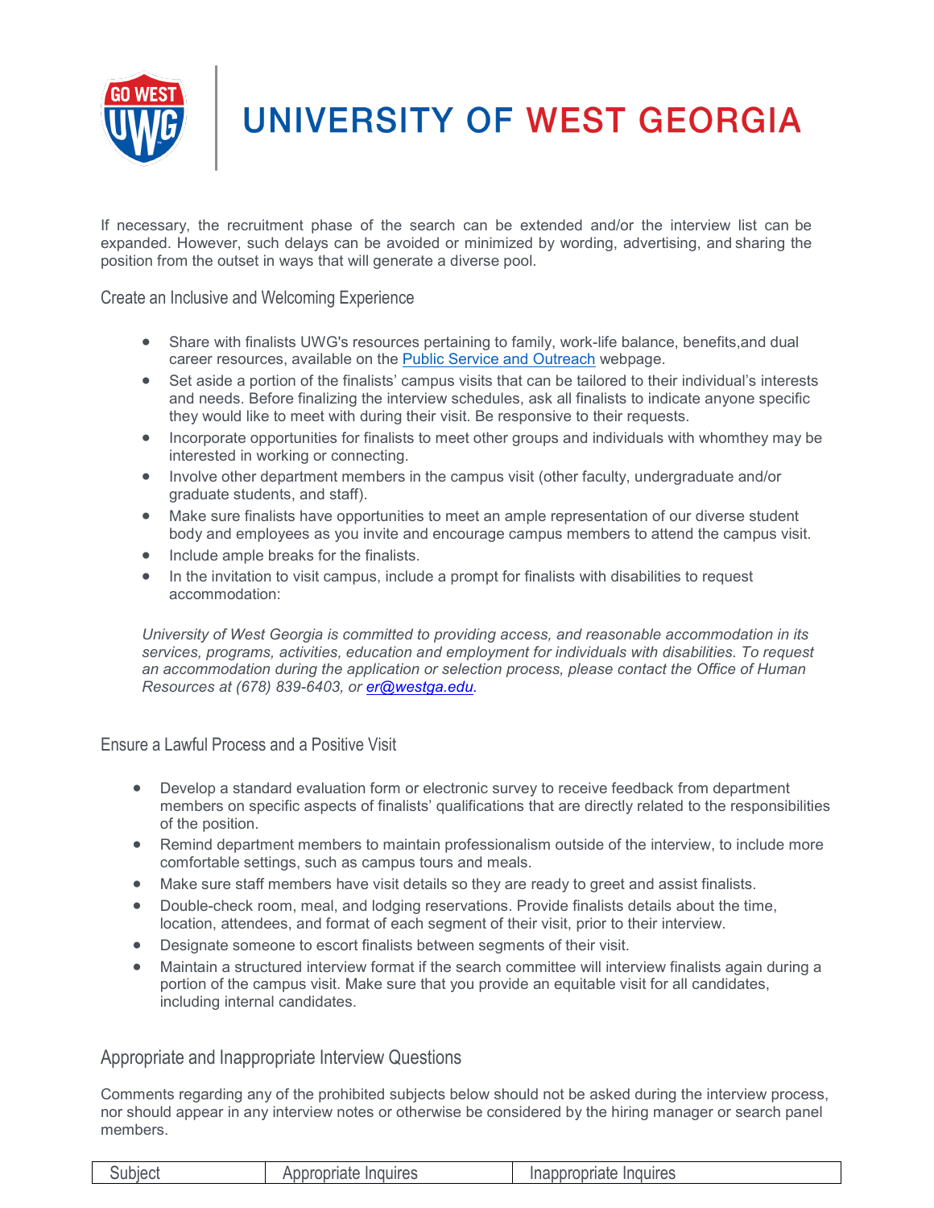If necessary, the recruitment phase of the search can be extended and/or the interview list can be expanded. However, such delays can be avoided or minimized by wording, advertising, and sharing the position from the outset in ways that will generate a diverse pool.

### Create an Inclusive and Welcoming Experience

- Share with finalists UWG's resources pertaining to family, work-life balance, benefits,and dual career resources, available on the [Public Service and Outreach]() webpage.
- Set aside a portion of the finalists' campus visits that can be tailored to their individual's interests and needs. Before finalizing the interview schedules, ask all finalists to indicate anyone specific they would like to meet with during their visit. Be responsive to their requests.
- Incorporate opportunities for finalists to meet other groups and individuals with whomthey may be interested in working or connecting.
- Involve other department members in the campus visit (other faculty, undergraduate and/or graduate students, and staff).
- Make sure finalists have opportunities to meet an ample representation of our diverse student body and employees as you invite and encourage campus members to attend the campus visit.
- Include ample breaks for the finalists.
- In the invitation to visit campus, include a prompt for finalists with disabilities to request accommodation:

*University of West Georgia is committed to providing access, and reasonable accommodation in its services, programs, activities, education and employment for individuals with disabilities. To request an accommodation during the application or selection process, please contact the Office of Human Resources at (678) 839-6403, or [er@westga.edu]().*

### Ensure a Lawful Process and a Positive Visit

- Develop a standard evaluation form or electronic survey to receive feedback from department members on specific aspects of finalists' qualifications that are directly related to the responsibilities of the position.
- Remind department members to maintain professionalism outside of the interview, to include more comfortable settings, such as campus tours and meals.
- Make sure staff members have visit details so they are ready to greet and assist finalists.
- Double-check room, meal, and lodging reservations. Provide finalists details about the time, location, attendees, and format of each segment of their visit, prior to their interview.
- Designate someone to escort finalists between segments of their visit.
- Maintain a structured interview format if the search committee will interview finalists again during a portion of the campus visit. Make sure that you provide an equitable visit for all candidates, including internal candidates.

## Appropriate and Inappropriate Interview Questions

Comments regarding any of the prohibited subjects below should not be asked during the interview process, nor should appear in any interview notes or otherwise be considered by the hiring manager or search panel members.

| Subject | Appropriate Inquires | Inappropriate Inquires |
|---|---|---|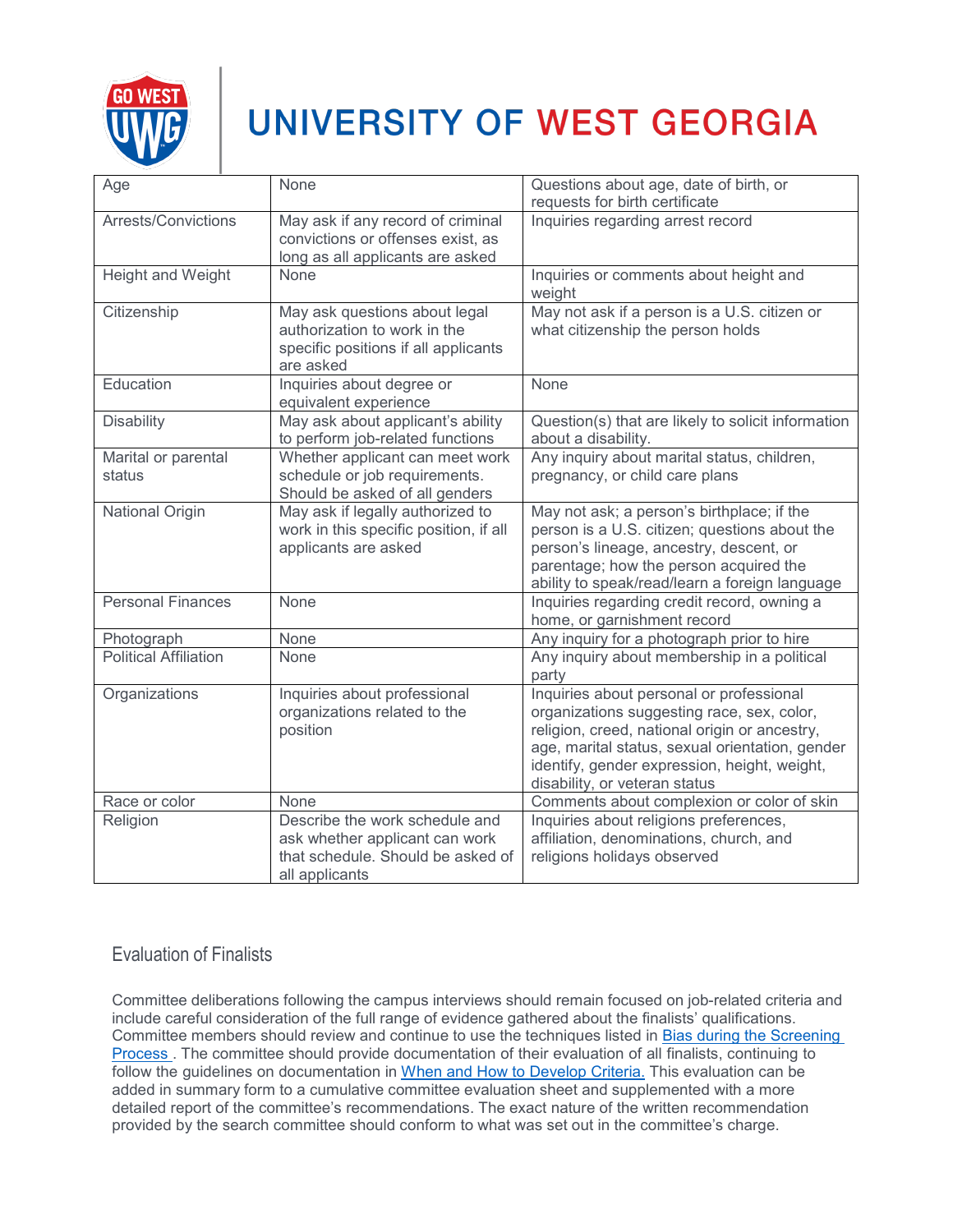| Age | None | Questions about age, date of birth, or requests for birth certificate |
|---|---|---|
| Arrests/Convictions | May ask if any record of criminal convictions or offenses exist, as long as all applicants are asked | Inquiries regarding arrest record |
| Height and Weight | None | Inquiries or comments about height and weight |
| Citizenship | May ask questions about legal authorization to work in the specific positions if all applicants are asked | May not ask if a person is a U.S. citizen or what citizenship the person holds |
| Education | Inquiries about degree or equivalent experience | None |
| Disability | May ask about applicant's ability to perform job-related functions | Question(s) that are likely to solicit information about a disability. |
| Marital or parental status | Whether applicant can meet work schedule or job requirements. Should be asked of all genders | Any inquiry about marital status, children, pregnancy, or child care plans |
| National Origin | May ask if legally authorized to work in this specific position, if all applicants are asked | May not ask; a person's birthplace; if the person is a U.S. citizen; questions about the person's lineage, ancestry, descent, or parentage; how the person acquired the ability to speak/read/learn a foreign language |
| Personal Finances | None | Inquiries regarding credit record, owning a home, or garnishment record |
| Photograph | None | Any inquiry for a photograph prior to hire |
| Political Affiliation | None | Any inquiry about membership in a political party |
| Organizations | Inquiries about professional organizations related to the position | Inquiries about personal or professional organizations suggesting race, sex, color, religion, creed, national origin or ancestry, age, marital status, sexual orientation, gender identify, gender expression, height, weight, disability, or veteran status |
| Race or color | None | Comments about complexion or color of skin |
| Religion | Describe the work schedule and ask whether applicant can work that schedule. Should be asked of all applicants | Inquiries about religions preferences, affiliation, denominations, church, and religions holidays observed |

## Evaluation of Finalists

Committee deliberations following the campus interviews should remain focused on job-related criteria and include careful consideration of the full range of evidence gathered about the finalists' qualifications. Committee members should review and continue to use the techniques listed in [Bias during the Screening Process](). The committee should provide documentation of their evaluation of all finalists, continuing to follow the guidelines on documentation in [When and How to Develop Criteria.]() This evaluation can be added in summary form to a cumulative committee evaluation sheet and supplemented with a more detailed report of the committee's recommendations. The exact nature of the written recommendation provided by the search committee should conform to what was set out in the committee's charge.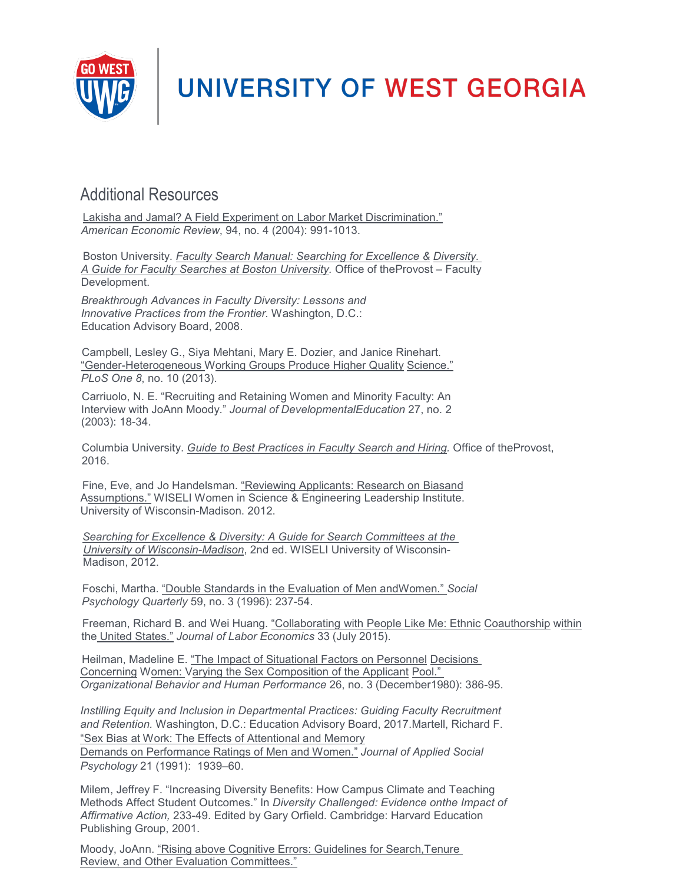## Additional Resources

Lakisha and Jamal? A Field Experiment on Labor Market Discrimination." *American Economic Review*, 94, no. 4 (2004): 991-1013.

Boston University. *Faculty Search Manual: Searching for Excellence & Diversity. A Guide for Faculty Searches at Boston University*. Office of theProvost – Faculty Development.

*Breakthrough Advances in Faculty Diversity: Lessons and Innovative Practices from the Frontier*. Washington, D.C.: Education Advisory Board, 2008.

Campbell, Lesley G., Siya Mehtani, Mary E. Dozier, and Janice Rinehart. "Gender-Heterogeneous Working Groups Produce Higher Quality Science." *PLoS One 8*, no. 10 (2013).

Carriuolo, N. E. "Recruiting and Retaining Women and Minority Faculty: An Interview with JoAnn Moody." *Journal of DevelopmentalEducation* 27, no. 2 (2003): 18-34.

Columbia University. *Guide to Best Practices in Faculty Search and Hiring*. Office of theProvost, 2016.

Fine, Eve, and Jo Handelsman. "Reviewing Applicants: Research on Biasand Assumptions." WISELI Women in Science & Engineering Leadership Institute. University of Wisconsin-Madison. 2012.

*Searching for Excellence & Diversity: A Guide for Search Committees at the University of Wisconsin-Madison*, 2nd ed. WISELI University of Wisconsin-Madison, 2012.

Foschi, Martha. "Double Standards in the Evaluation of Men andWomen." *Social Psychology Quarterly* 59, no. 3 (1996): 237-54.

Freeman, Richard B. and Wei Huang. "Collaborating with People Like Me: Ethnic Coauthorship within the United States." *Journal of Labor Economics* 33 (July 2015).

Heilman, Madeline E. "The Impact of Situational Factors on Personnel Decisions Concerning Women: Varying the Sex Composition of the Applicant Pool." *Organizational Behavior and Human Performance* 26, no. 3 (December1980): 386-95.

*Instilling Equity and Inclusion in Departmental Practices: Guiding Faculty Recruitment and Retention.* Washington, D.C.: Education Advisory Board, 2017.Martell, Richard F. "Sex Bias at Work: The Effects of Attentional and Memory Demands on Performance Ratings of Men and Women." *Journal of Applied Social Psychology* 21 (1991): 1939–60.

Milem, Jeffrey F. "Increasing Diversity Benefits: How Campus Climate and Teaching Methods Affect Student Outcomes." In *Diversity Challenged: Evidence onthe Impact of Affirmative Action,* 233-49. Edited by Gary Orfield. Cambridge: Harvard Education Publishing Group, 2001.

Moody, JoAnn. "Rising above Cognitive Errors: Guidelines for Search,Tenure Review, and Other Evaluation Committees."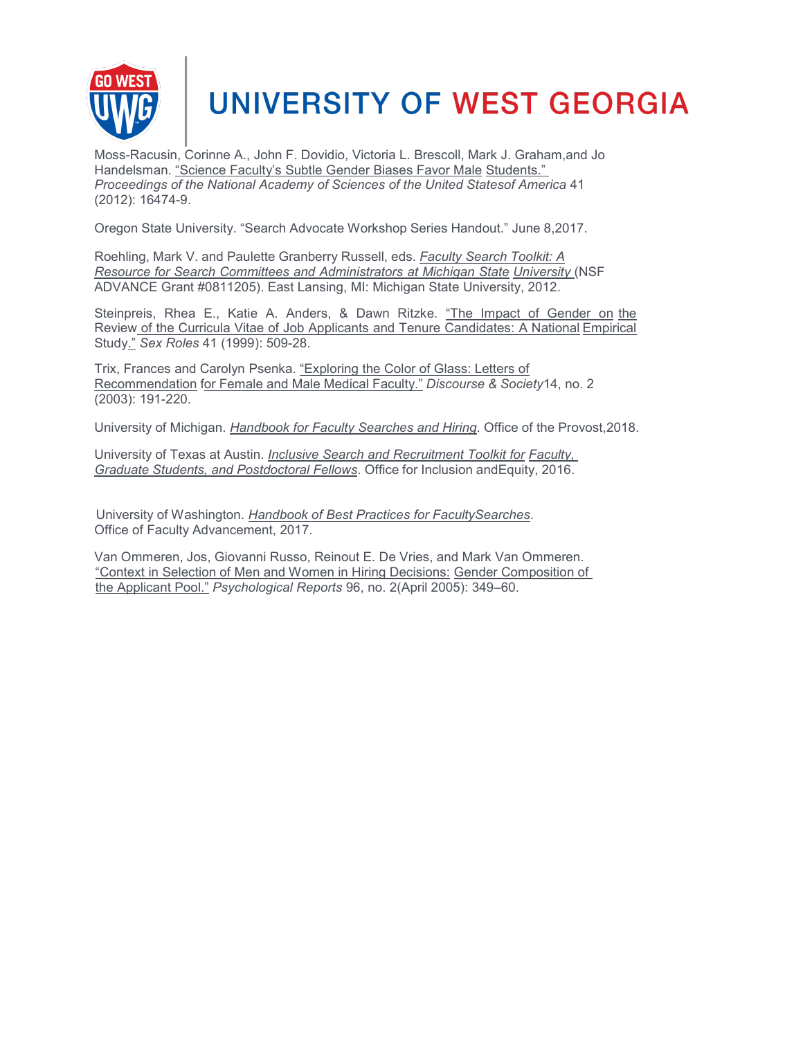Moss-Racusin, Corinne A., John F. Dovidio, Victoria L. Brescoll, Mark J. Graham,and Jo Handelsman. "Science Faculty's Subtle Gender Biases Favor Male Students." *Proceedings of the National Academy of Sciences of the United Statesof America* 41 (2012): 16474-9.

Oregon State University. "Search Advocate Workshop Series Handout." June 8,2017.

Roehling, Mark V. and Paulette Granberry Russell, eds. *Faculty Search Toolkit: A Resource for Search Committees and Administrators at Michigan State University* (NSF ADVANCE Grant #0811205). East Lansing, MI: Michigan State University, 2012.

Steinpreis, Rhea E., Katie A. Anders, & Dawn Ritzke. "The Impact of Gender on the Review of the Curricula Vitae of Job Applicants and Tenure Candidates: A National Empirical Study." *Sex Roles* 41 (1999): 509-28.

Trix, Frances and Carolyn Psenka. "Exploring the Color of Glass: Letters of Recommendation for Female and Male Medical Faculty." *Discourse & Society*14, no. 2 (2003): 191-220.

University of Michigan. *Handbook for Faculty Searches and Hiring*. Office of the Provost,2018.

University of Texas at Austin. *Inclusive Search and Recruitment Toolkit for Faculty, Graduate Students, and Postdoctoral Fellows*. Office for Inclusion andEquity, 2016.

University of Washington. *Handbook of Best Practices for FacultySearches*. Office of Faculty Advancement, 2017.

Van Ommeren, Jos, Giovanni Russo, Reinout E. De Vries, and Mark Van Ommeren. "Context in Selection of Men and Women in Hiring Decisions: Gender Composition of the Applicant Pool." *Psychological Reports* 96, no. 2(April 2005): 349–60.